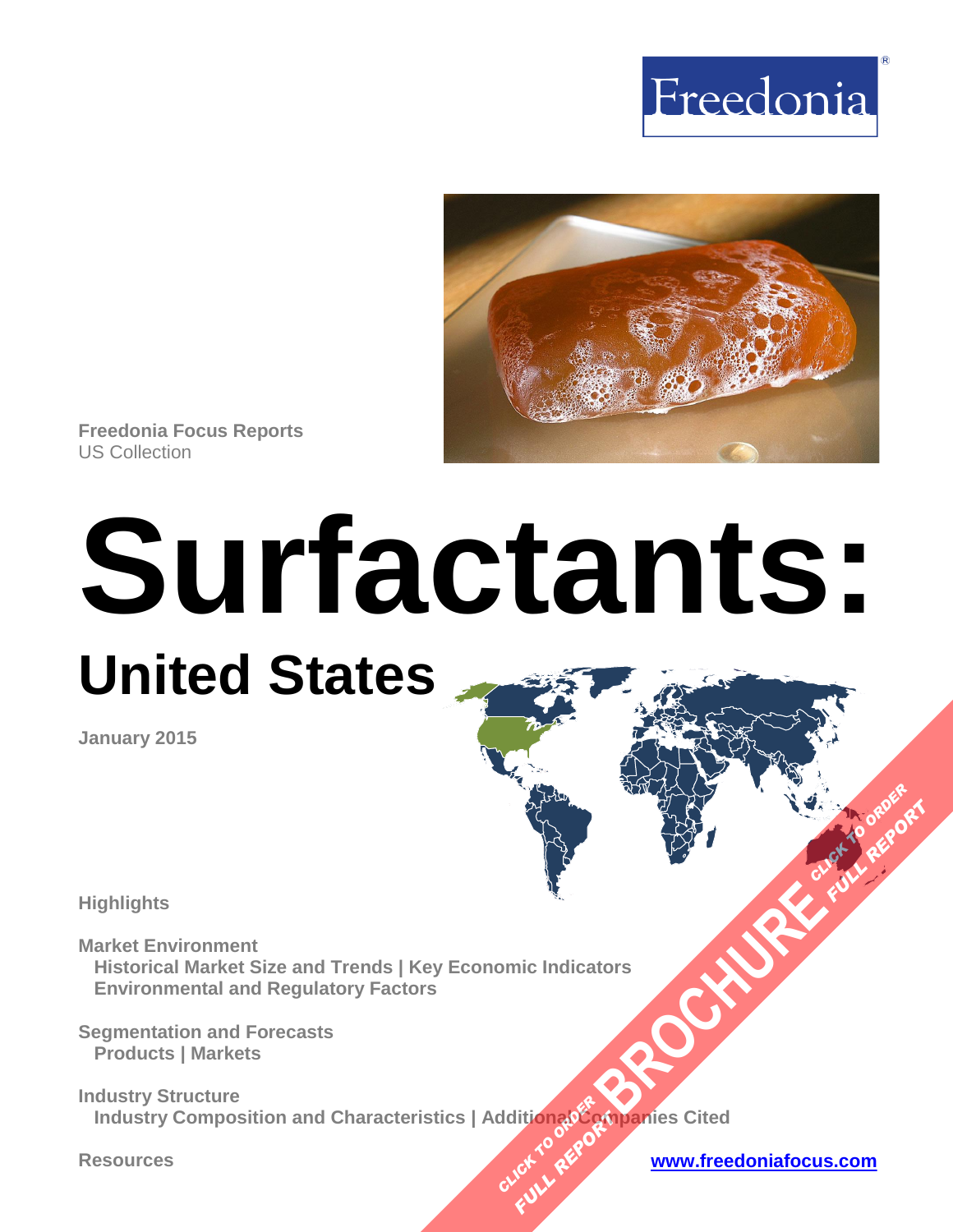Freedonia

Freedonia Focus Reports
US Collection

# Surfactants:

## United States

January 2015

**Highlights**

**Market Environment**
**Historical Market Size and Trends | Key Economic Indicators**
**Environmental and Regulatory Factors**

**Segmentation and Forecasts**
**Products | Markets**

**Industry Structure**
**Industry Composition and Characteristics | Additional Companies Cited**

**Resources**

www.freedoniafocus.com

BROCHURE
CLICK TO ORDER FULL REPORT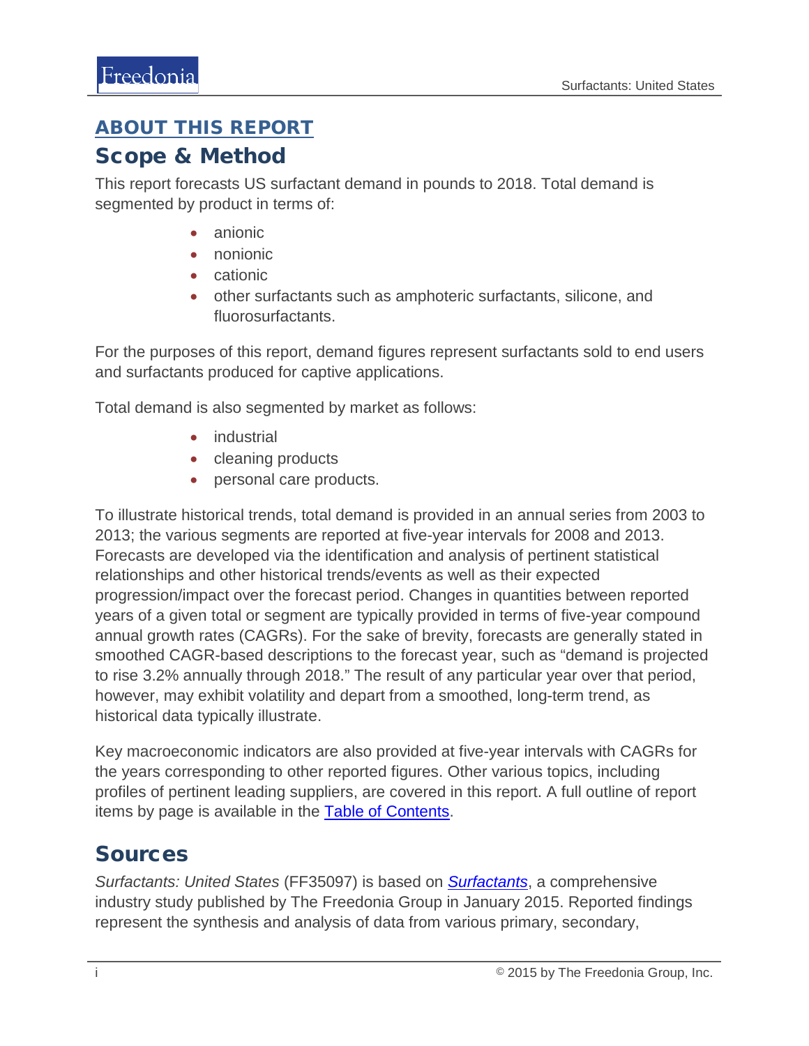## ABOUT THIS REPORT

## Scope & Method

This report forecasts US surfactant demand in pounds to 2018. Total demand is segmented by product in terms of:

- anionic
- nonionic
- cationic
- other surfactants such as amphoteric surfactants, silicone, and fluorosurfactants.

For the purposes of this report, demand figures represent surfactants sold to end users and surfactants produced for captive applications.

Total demand is also segmented by market as follows:

- industrial
- cleaning products
- personal care products.

To illustrate historical trends, total demand is provided in an annual series from 2003 to 2013; the various segments are reported at five-year intervals for 2008 and 2013. Forecasts are developed via the identification and analysis of pertinent statistical relationships and other historical trends/events as well as their expected progression/impact over the forecast period. Changes in quantities between reported years of a given total or segment are typically provided in terms of five-year compound annual growth rates (CAGRs). For the sake of brevity, forecasts are generally stated in smoothed CAGR-based descriptions to the forecast year, such as "demand is projected to rise 3.2% annually through 2018." The result of any particular year over that period, however, may exhibit volatility and depart from a smoothed, long-term trend, as historical data typically illustrate.

Key macroeconomic indicators are also provided at five-year intervals with CAGRs for the years corresponding to other reported figures. Other various topics, including profiles of pertinent leading suppliers, are covered in this report. A full outline of report items by page is available in the Table of Contents.

## Sources

*Surfactants: United States* (FF35097) is based on ***Surfactants***, a comprehensive industry study published by The Freedonia Group in January 2015. Reported findings represent the synthesis and analysis of data from various primary, secondary,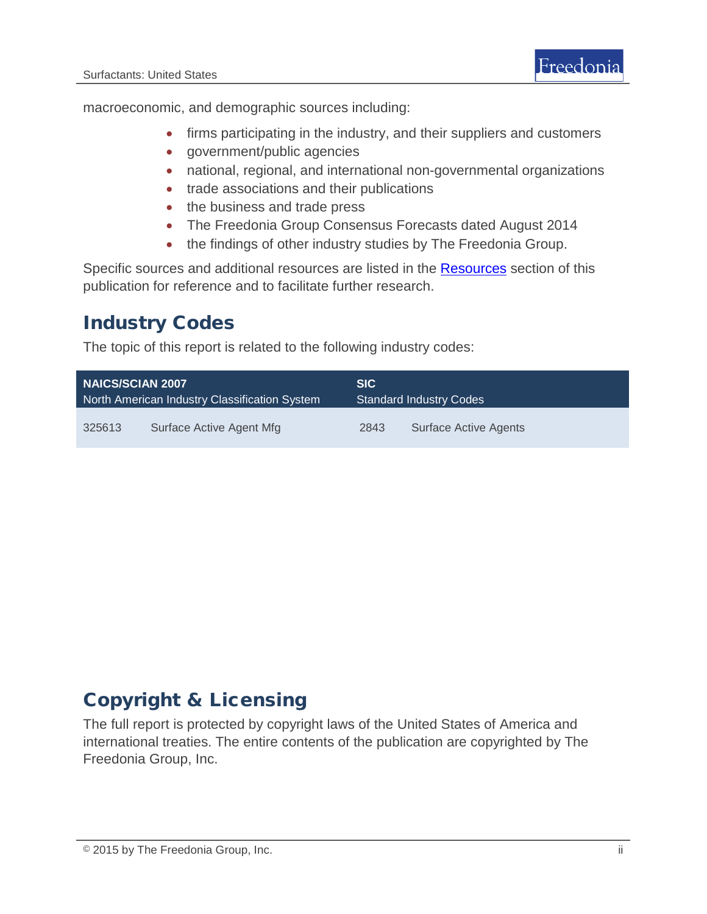macroeconomic, and demographic sources including:

- firms participating in the industry, and their suppliers and customers
- government/public agencies
- national, regional, and international non-governmental organizations
- trade associations and their publications
- the business and trade press
- The Freedonia Group Consensus Forecasts dated August 2014
- the findings of other industry studies by The Freedonia Group.

Specific sources and additional resources are listed in the Resources section of this publication for reference and to facilitate further research.

## Industry Codes

The topic of this report is related to the following industry codes:

| NAICS/SCIAN 2007 North American Industry Classification System | | SIC Standard Industry Codes | |
|---|---|---|---|
| 325613 | Surface Active Agent Mfg | 2843 | Surface Active Agents |

## Copyright & Licensing

The full report is protected by copyright laws of the United States of America and international treaties. The entire contents of the publication are copyrighted by The Freedonia Group, Inc.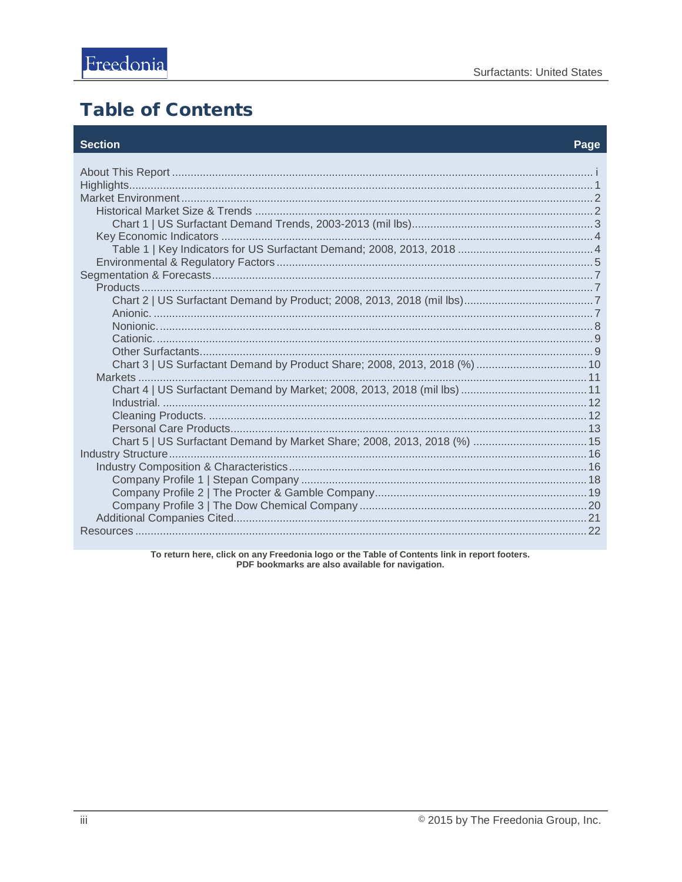# Table of Contents

| Section | Page |
|---|---|
| About This Report | i |
| Highlights | 1 |
| Market Environment | 2 |
| Historical Market Size & Trends | 2 |
| Chart 1 \| US Surfactant Demand Trends, 2003-2013 (mil lbs) | 3 |
| Key Economic Indicators | 4 |
| Table 1 \| Key Indicators for US Surfactant Demand; 2008, 2013, 2018 | 4 |
| Environmental & Regulatory Factors | 5 |
| Segmentation & Forecasts | 7 |
| Products | 7 |
| Chart 2 \| US Surfactant Demand by Product; 2008, 2013, 2018 (mil lbs) | 7 |
| Anionic. | 7 |
| Nonionic. | 8 |
| Cationic. | 9 |
| Other Surfactants. | 9 |
| Chart 3 \| US Surfactant Demand by Product Share; 2008, 2013, 2018 (%) | 10 |
| Markets | 11 |
| Chart 4 \| US Surfactant Demand by Market; 2008, 2013, 2018 (mil lbs) | 11 |
| Industrial. | 12 |
| Cleaning Products. | 12 |
| Personal Care Products. | 13 |
| Chart 5 \| US Surfactant Demand by Market Share; 2008, 2013, 2018 (%) | 15 |
| Industry Structure | 16 |
| Industry Composition & Characteristics | 16 |
| Company Profile 1 \| Stepan Company | 18 |
| Company Profile 2 \| The Procter & Gamble Company | 19 |
| Company Profile 3 \| The Dow Chemical Company | 20 |
| Additional Companies Cited | 21 |
| Resources | 22 |

**To return here, click on any Freedonia logo or the Table of Contents link in report footers.**
**PDF bookmarks are also available for navigation.**